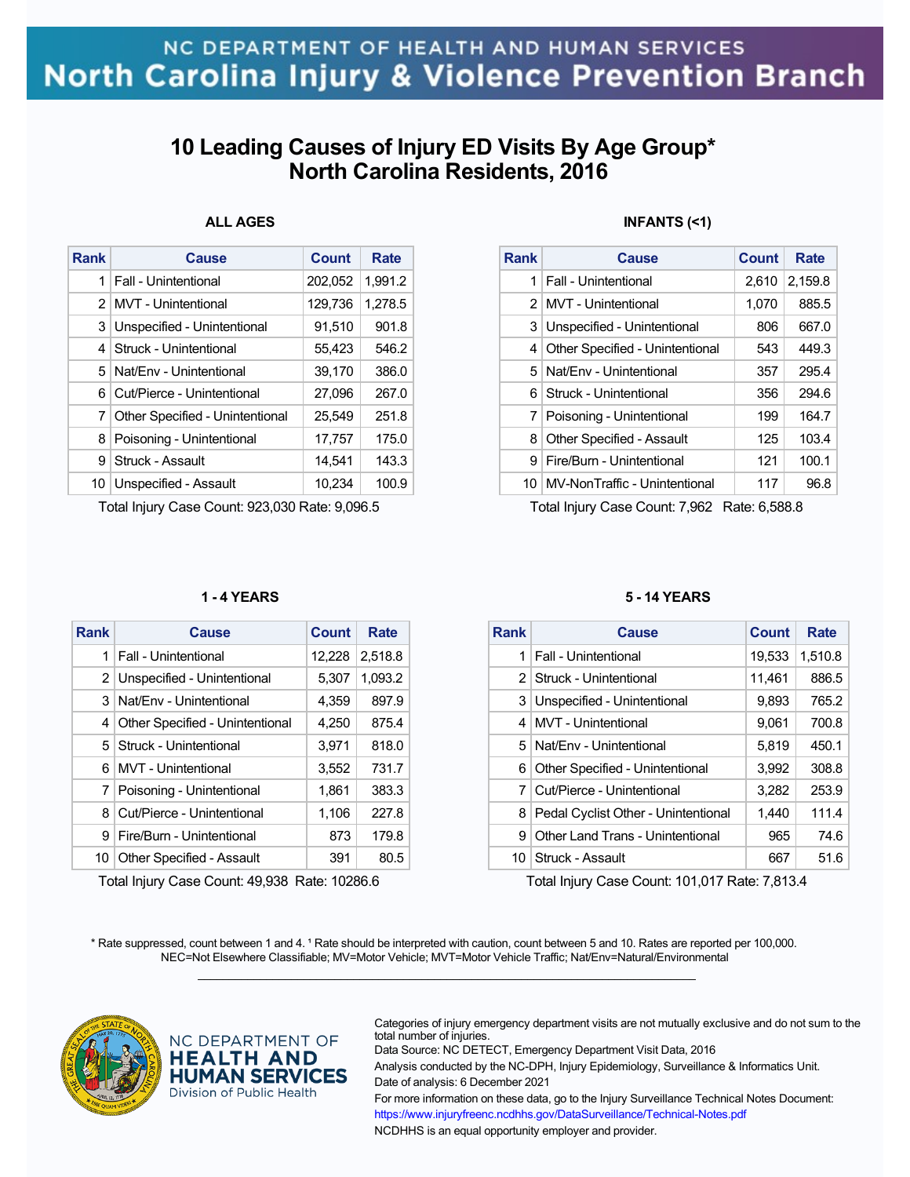NC DEPARTMENT OF HEALTH AND HUMAN SERVICES
North Carolina Injury & Violence Prevention Branch

# 10 Leading Causes of Injury ED Visits By Age Group*
# North Carolina Residents, 2016

### ALL AGES

| Rank | Cause | Count | Rate |
|---|---|---|---|
| 1 | Fall - Unintentional | 202,052 | 1,991.2 |
| 2 | MVT - Unintentional | 129,736 | 1,278.5 |
| 3 | Unspecified - Unintentional | 91,510 | 901.8 |
| 4 | Struck - Unintentional | 55,423 | 546.2 |
| 5 | Nat/Env - Unintentional | 39,170 | 386.0 |
| 6 | Cut/Pierce - Unintentional | 27,096 | 267.0 |
| 7 | Other Specified - Unintentional | 25,549 | 251.8 |
| 8 | Poisoning - Unintentional | 17,757 | 175.0 |
| 9 | Struck - Assault | 14,541 | 143.3 |
| 10 | Unspecified - Assault | 10,234 | 100.9 |

Total Injury Case Count: 923,030 Rate: 9,096.5

### INFANTS (<1)

| Rank | Cause | Count | Rate |
|---|---|---|---|
| 1 | Fall - Unintentional | 2,610 | 2,159.8 |
| 2 | MVT - Unintentional | 1,070 | 885.5 |
| 3 | Unspecified - Unintentional | 806 | 667.0 |
| 4 | Other Specified - Unintentional | 543 | 449.3 |
| 5 | Nat/Env - Unintentional | 357 | 295.4 |
| 6 | Struck - Unintentional | 356 | 294.6 |
| 7 | Poisoning - Unintentional | 199 | 164.7 |
| 8 | Other Specified - Assault | 125 | 103.4 |
| 9 | Fire/Burn - Unintentional | 121 | 100.1 |
| 10 | MV-NonTraffic - Unintentional | 117 | 96.8 |

Total Injury Case Count: 7,962 Rate: 6,588.8

### 1 - 4 YEARS

| Rank | Cause | Count | Rate |
|---|---|---|---|
| 1 | Fall - Unintentional | 12,228 | 2,518.8 |
| 2 | Unspecified - Unintentional | 5,307 | 1,093.2 |
| 3 | Nat/Env - Unintentional | 4,359 | 897.9 |
| 4 | Other Specified - Unintentional | 4,250 | 875.4 |
| 5 | Struck - Unintentional | 3,971 | 818.0 |
| 6 | MVT - Unintentional | 3,552 | 731.7 |
| 7 | Poisoning - Unintentional | 1,861 | 383.3 |
| 8 | Cut/Pierce - Unintentional | 1,106 | 227.8 |
| 9 | Fire/Burn - Unintentional | 873 | 179.8 |
| 10 | Other Specified - Assault | 391 | 80.5 |

Total Injury Case Count: 49,938 Rate: 10286.6

### 5 - 14 YEARS

| Rank | Cause | Count | Rate |
|---|---|---|---|
| 1 | Fall - Unintentional | 19,533 | 1,510.8 |
| 2 | Struck - Unintentional | 11,461 | 886.5 |
| 3 | Unspecified - Unintentional | 9,893 | 765.2 |
| 4 | MVT - Unintentional | 9,061 | 700.8 |
| 5 | Nat/Env - Unintentional | 5,819 | 450.1 |
| 6 | Other Specified - Unintentional | 3,992 | 308.8 |
| 7 | Cut/Pierce - Unintentional | 3,282 | 253.9 |
| 8 | Pedal Cyclist Other - Unintentional | 1,440 | 111.4 |
| 9 | Other Land Trans - Unintentional | 965 | 74.6 |
| 10 | Struck - Assault | 667 | 51.6 |

Total Injury Case Count: 101,017 Rate: 7,813.4

* Rate suppressed, count between 1 and 4. ¹ Rate should be interpreted with caution, count between 5 and 10. Rates are reported per 100,000.
NEC=Not Elsewhere Classifiable; MV=Motor Vehicle; MVT=Motor Vehicle Traffic; Nat/Env=Natural/Environmental

NC DEPARTMENT OF HEALTH AND HUMAN SERVICES
Division of Public Health

Categories of injury emergency department visits are not mutually exclusive and do not sum to the total number of injuries.
Data Source: NC DETECT, Emergency Department Visit Data, 2016
Analysis conducted by the NC-DPH, Injury Epidemiology, Surveillance & Informatics Unit.
Date of analysis: 6 December 2021
For more information on these data, go to the Injury Surveillance Technical Notes Document:
https://www.injuryfreenc.ncdhhs.gov/DataSurveillance/Technical-Notes.pdf
NCDHHS is an equal opportunity employer and provider.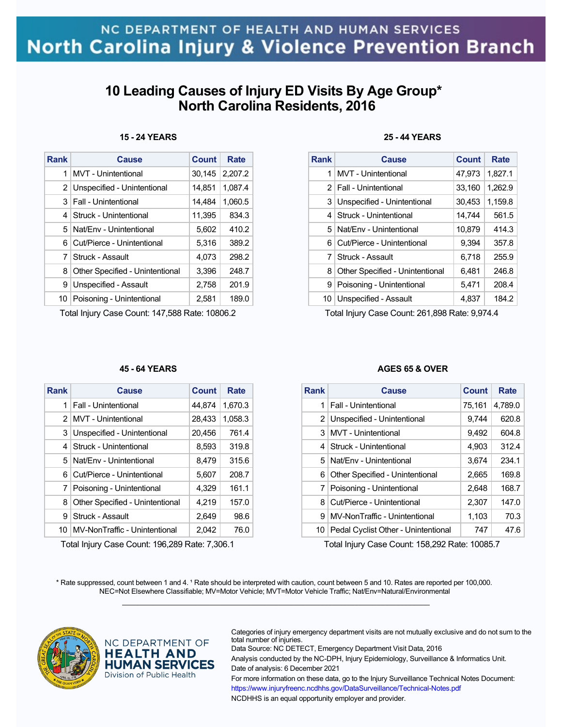NC DEPARTMENT OF HEALTH AND HUMAN SERVICES
North Carolina Injury & Violence Prevention Branch

# 10 Leading Causes of Injury ED Visits By Age Group* North Carolina Residents, 2016

### 15 - 24 YEARS

| Rank | Cause | Count | Rate |
|---|---|---|---|
| 1 | MVT - Unintentional | 30,145 | 2,207.2 |
| 2 | Unspecified - Unintentional | 14,851 | 1,087.4 |
| 3 | Fall - Unintentional | 14,484 | 1,060.5 |
| 4 | Struck - Unintentional | 11,395 | 834.3 |
| 5 | Nat/Env - Unintentional | 5,602 | 410.2 |
| 6 | Cut/Pierce - Unintentional | 5,316 | 389.2 |
| 7 | Struck - Assault | 4,073 | 298.2 |
| 8 | Other Specified - Unintentional | 3,396 | 248.7 |
| 9 | Unspecified - Assault | 2,758 | 201.9 |
| 10 | Poisoning - Unintentional | 2,581 | 189.0 |

Total Injury Case Count: 147,588 Rate: 10806.2

### 25 - 44 YEARS

| Rank | Cause | Count | Rate |
|---|---|---|---|
| 1 | MVT - Unintentional | 47,973 | 1,827.1 |
| 2 | Fall - Unintentional | 33,160 | 1,262.9 |
| 3 | Unspecified - Unintentional | 30,453 | 1,159.8 |
| 4 | Struck - Unintentional | 14,744 | 561.5 |
| 5 | Nat/Env - Unintentional | 10,879 | 414.3 |
| 6 | Cut/Pierce - Unintentional | 9,394 | 357.8 |
| 7 | Struck - Assault | 6,718 | 255.9 |
| 8 | Other Specified - Unintentional | 6,481 | 246.8 |
| 9 | Poisoning - Unintentional | 5,471 | 208.4 |
| 10 | Unspecified - Assault | 4,837 | 184.2 |

Total Injury Case Count: 261,898 Rate: 9,974.4

### 45 - 64 YEARS

| Rank | Cause | Count | Rate |
|---|---|---|---|
| 1 | Fall - Unintentional | 44,874 | 1,670.3 |
| 2 | MVT - Unintentional | 28,433 | 1,058.3 |
| 3 | Unspecified - Unintentional | 20,456 | 761.4 |
| 4 | Struck - Unintentional | 8,593 | 319.8 |
| 5 | Nat/Env - Unintentional | 8,479 | 315.6 |
| 6 | Cut/Pierce - Unintentional | 5,607 | 208.7 |
| 7 | Poisoning - Unintentional | 4,329 | 161.1 |
| 8 | Other Specified - Unintentional | 4,219 | 157.0 |
| 9 | Struck - Assault | 2,649 | 98.6 |
| 10 | MV-NonTraffic - Unintentional | 2,042 | 76.0 |

Total Injury Case Count: 196,289 Rate: 7,306.1

### AGES 65 & OVER

| Rank | Cause | Count | Rate |
|---|---|---|---|
| 1 | Fall - Unintentional | 75,161 | 4,789.0 |
| 2 | Unspecified - Unintentional | 9,744 | 620.8 |
| 3 | MVT - Unintentional | 9,492 | 604.8 |
| 4 | Struck - Unintentional | 4,903 | 312.4 |
| 5 | Nat/Env - Unintentional | 3,674 | 234.1 |
| 6 | Other Specified - Unintentional | 2,665 | 169.8 |
| 7 | Poisoning - Unintentional | 2,648 | 168.7 |
| 8 | Cut/Pierce - Unintentional | 2,307 | 147.0 |
| 9 | MV-NonTraffic - Unintentional | 1,103 | 70.3 |
| 10 | Pedal Cyclist Other - Unintentional | 747 | 47.6 |

Total Injury Case Count: 158,292 Rate: 10085.7

* Rate suppressed, count between 1 and 4. ¹ Rate should be interpreted with caution, count between 5 and 10. Rates are reported per 100,000.
NEC=Not Elsewhere Classifiable; MV=Motor Vehicle; MVT=Motor Vehicle Traffic; Nat/Env=Natural/Environmental

NC DEPARTMENT OF HEALTH AND HUMAN SERVICES
Division of Public Health

Categories of injury emergency department visits are not mutually exclusive and do not sum to the total number of injuries.
Data Source: NC DETECT, Emergency Department Visit Data, 2016
Analysis conducted by the NC-DPH, Injury Epidemiology, Surveillance & Informatics Unit.
Date of analysis: 6 December 2021
For more information on these data, go to the Injury Surveillance Technical Notes Document:
https://www.injuryfreenc.ncdhhs.gov/DataSurveillance/Technical-Notes.pdf
NCDHHS is an equal opportunity employer and provider.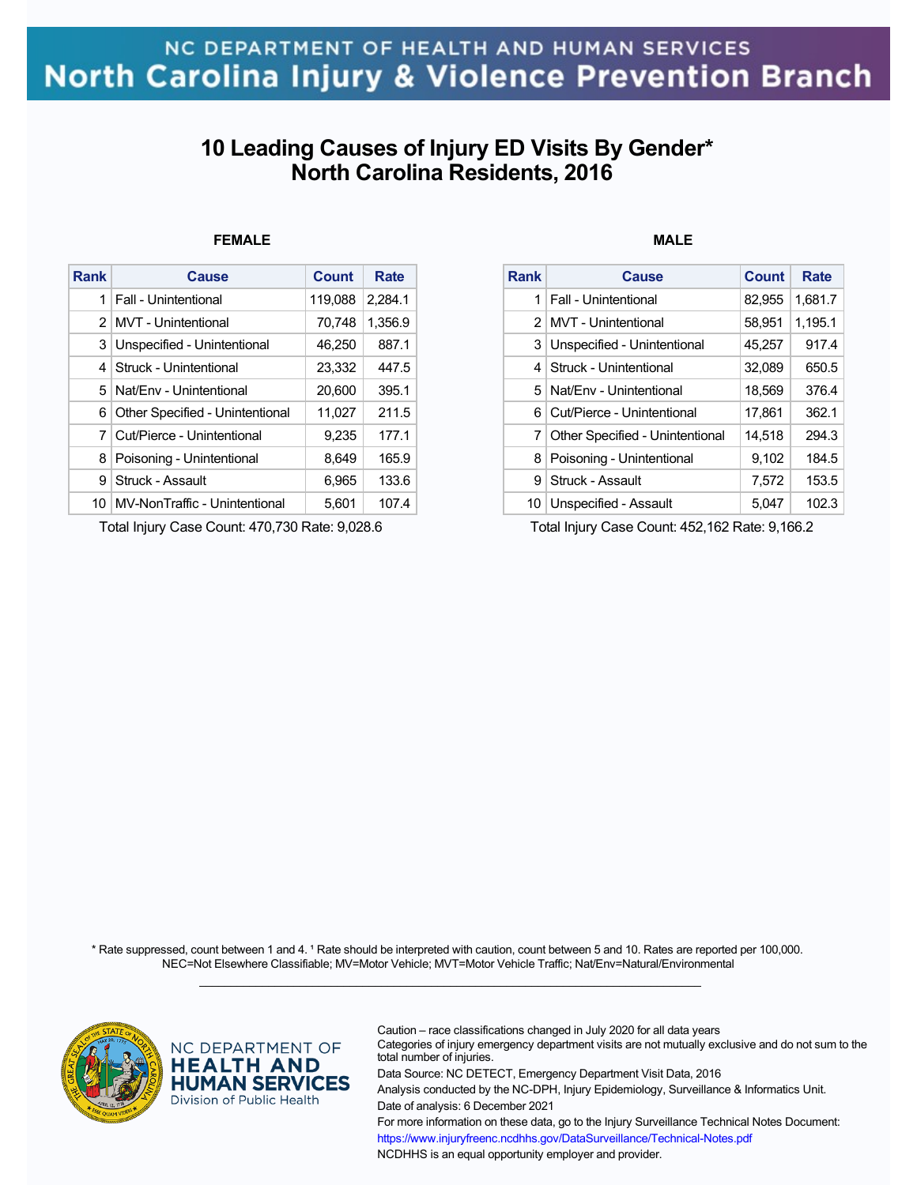NC DEPARTMENT OF HEALTH AND HUMAN SERVICES
North Carolina Injury & Violence Prevention Branch

# 10 Leading Causes of Injury ED Visits By Gender*
# North Carolina Residents, 2016

### FEMALE

| Rank | Cause | Count | Rate |
|---|---|---|---|
| 1 | Fall - Unintentional | 119,088 | 2,284.1 |
| 2 | MVT - Unintentional | 70,748 | 1,356.9 |
| 3 | Unspecified - Unintentional | 46,250 | 887.1 |
| 4 | Struck - Unintentional | 23,332 | 447.5 |
| 5 | Nat/Env - Unintentional | 20,600 | 395.1 |
| 6 | Other Specified - Unintentional | 11,027 | 211.5 |
| 7 | Cut/Pierce - Unintentional | 9,235 | 177.1 |
| 8 | Poisoning - Unintentional | 8,649 | 165.9 |
| 9 | Struck - Assault | 6,965 | 133.6 |
| 10 | MV-NonTraffic - Unintentional | 5,601 | 107.4 |

Total Injury Case Count: 470,730 Rate: 9,028.6

### MALE

| Rank | Cause | Count | Rate |
|---|---|---|---|
| 1 | Fall - Unintentional | 82,955 | 1,681.7 |
| 2 | MVT - Unintentional | 58,951 | 1,195.1 |
| 3 | Unspecified - Unintentional | 45,257 | 917.4 |
| 4 | Struck - Unintentional | 32,089 | 650.5 |
| 5 | Nat/Env - Unintentional | 18,569 | 376.4 |
| 6 | Cut/Pierce - Unintentional | 17,861 | 362.1 |
| 7 | Other Specified - Unintentional | 14,518 | 294.3 |
| 8 | Poisoning - Unintentional | 9,102 | 184.5 |
| 9 | Struck - Assault | 7,572 | 153.5 |
| 10 | Unspecified - Assault | 5,047 | 102.3 |

Total Injury Case Count: 452,162 Rate: 9,166.2

* Rate suppressed, count between 1 and 4. ¹ Rate should be interpreted with caution, count between 5 and 10. Rates are reported per 100,000.
NEC=Not Elsewhere Classifiable; MV=Motor Vehicle; MVT=Motor Vehicle Traffic; Nat/Env=Natural/Environmental

NC DEPARTMENT OF HEALTH AND HUMAN SERVICES
Division of Public Health

Caution – race classifications changed in July 2020 for all data years
Categories of injury emergency department visits are not mutually exclusive and do not sum to the total number of injuries.
Data Source: NC DETECT, Emergency Department Visit Data, 2016
Analysis conducted by the NC-DPH, Injury Epidemiology, Surveillance & Informatics Unit.
Date of analysis: 6 December 2021
For more information on these data, go to the Injury Surveillance Technical Notes Document:
https://www.injuryfreenc.ncdhhs.gov/DataSurveillance/Technical-Notes.pdf
NCDHHS is an equal opportunity employer and provider.